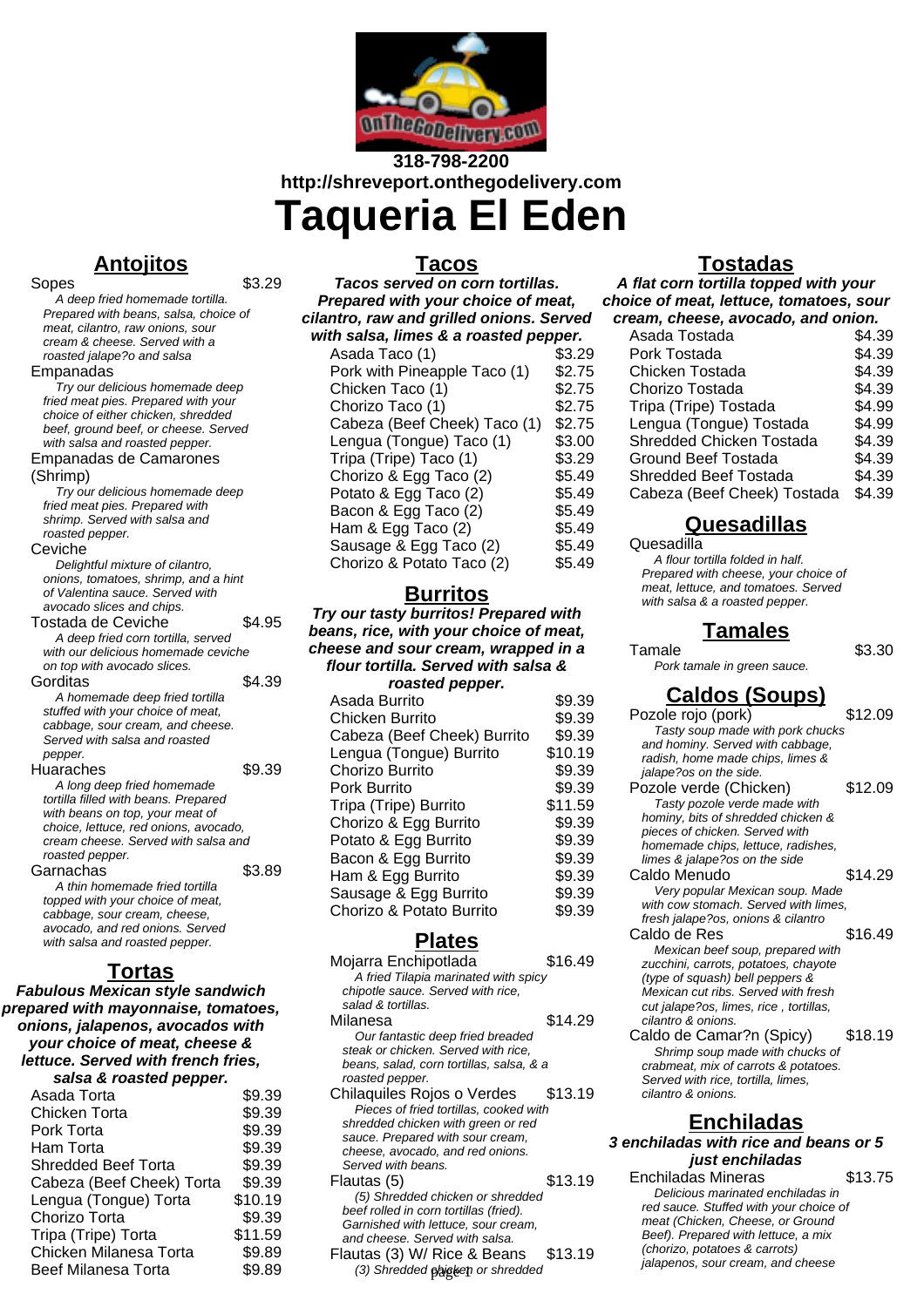318-798-2200
http://shreveport.onthegodelivery.com

# Taqueria El Eden

## Antojitos

**Sopes** — $3.29
*A deep fried homemade tortilla. Prepared with beans, salsa, choice of meat, cilantro, raw onions, sour cream & cheese. Served with a roasted jalape?o and salsa*

**Empanadas**
*Try our delicious homemade deep fried meat pies. Prepared with your choice of either chicken, shredded beef, ground beef, or cheese. Served with salsa and roasted pepper.*

**Empanadas de Camarones (Shrimp)**
*Try our delicious homemade deep fried meat pies. Prepared with shrimp. Served with salsa and roasted pepper.*

**Ceviche**
*Delightful mixture of cilantro, onions, tomatoes, shrimp, and a hint of Valentina sauce. Served with avocado slices and chips.*

**Tostada de Ceviche** — $4.95
*A deep fried corn tortilla, served with our delicious homemade ceviche on top with avocado slices.*

**Gorditas** — $4.39
*A homemade deep fried tortilla stuffed with your choice of meat, cabbage, sour cream, and cheese. Served with salsa and roasted pepper.*

**Huaraches** — $9.39
*A long deep fried homemade tortilla filled with beans. Prepared with beans on top, your meat of choice, lettuce, red onions, avocado, cream cheese. Served with salsa and roasted pepper.*

**Garnachas** — $3.89
*A thin homemade fried tortilla topped with your choice of meat, cabbage, sour cream, cheese, avocado, and red onions. Served with salsa and roasted pepper.*

## Tortas

***Fabulous Mexican style sandwich prepared with mayonnaise, tomatoes, onions, jalapenos, avocados with your choice of meat, cheese & lettuce. Served with french fries, salsa & roasted pepper.***

| Item | Price |
|---|---|
| Asada Torta | $9.39 |
| Chicken Torta | $9.39 |
| Pork Torta | $9.39 |
| Ham Torta | $9.39 |
| Shredded Beef Torta | $9.39 |
| Cabeza (Beef Cheek) Torta | $9.39 |
| Lengua (Tongue) Torta | $10.19 |
| Chorizo Torta | $9.39 |
| Tripa (Tripe) Torta | $11.59 |
| Chicken Milanesa Torta | $9.89 |
| Beef Milanesa Torta | $9.89 |

## Tacos

***Tacos served on corn tortillas. Prepared with your choice of meat, cilantro, raw and grilled onions. Served with salsa, limes & a roasted pepper.***

| Item | Price |
|---|---|
| Asada Taco (1) | $3.29 |
| Pork with Pineapple Taco (1) | $2.75 |
| Chicken Taco (1) | $2.75 |
| Chorizo Taco (1) | $2.75 |
| Cabeza (Beef Cheek) Taco (1) | $2.75 |
| Lengua (Tongue) Taco (1) | $3.00 |
| Tripa (Tripe) Taco (1) | $3.29 |
| Chorizo & Egg Taco (2) | $5.49 |
| Potato & Egg Taco (2) | $5.49 |
| Bacon & Egg Taco (2) | $5.49 |
| Ham & Egg Taco (2) | $5.49 |
| Sausage & Egg Taco (2) | $5.49 |
| Chorizo & Potato Taco (2) | $5.49 |

## Burritos

***Try our tasty burritos! Prepared with beans, rice, with your choice of meat, cheese and sour cream, wrapped in a flour tortilla. Served with salsa & roasted pepper.***

| Item | Price |
|---|---|
| Asada Burrito | $9.39 |
| Chicken Burrito | $9.39 |
| Cabeza (Beef Cheek) Burrito | $9.39 |
| Lengua (Tongue) Burrito | $10.19 |
| Chorizo Burrito | $9.39 |
| Pork Burrito | $9.39 |
| Tripa (Tripe) Burrito | $11.59 |
| Chorizo & Egg Burrito | $9.39 |
| Potato & Egg Burrito | $9.39 |
| Bacon & Egg Burrito | $9.39 |
| Ham & Egg Burrito | $9.39 |
| Sausage & Egg Burrito | $9.39 |
| Chorizo & Potato Burrito | $9.39 |

## Plates

**Mojarra Enchipotlada** — $16.49
*A fried Tilapia marinated with spicy chipotle sauce. Served with rice, salad & tortillas.*

**Milanesa** — $14.29
*Our fantastic deep fried breaded steak or chicken. Served with rice, beans, salad, corn tortillas, salsa, & a roasted pepper.*

**Chilaquiles Rojos o Verdes** — $13.19
*Pieces of fried tortillas, cooked with shredded chicken with green or red sauce. Prepared with sour cream, cheese, avocado, and red onions. Served with beans.*

**Flautas (5)** — $13.19
*(5) Shredded chicken or shredded beef rolled in corn tortillas (fried). Garnished with lettuce, sour cream, and cheese. Served with salsa.*

**Flautas (3) W/ Rice & Beans** — $13.19
*(3) Shredded chicken or shredded*

## Tostadas

***A flat corn tortilla topped with your choice of meat, lettuce, tomatoes, sour cream, cheese, avocado, and onion.***

| Item | Price |
|---|---|
| Asada Tostada | $4.39 |
| Pork Tostada | $4.39 |
| Chicken Tostada | $4.39 |
| Chorizo Tostada | $4.39 |
| Tripa (Tripe) Tostada | $4.99 |
| Lengua (Tongue) Tostada | $4.99 |
| Shredded Chicken Tostada | $4.39 |
| Ground Beef Tostada | $4.39 |
| Shredded Beef Tostada | $4.39 |
| Cabeza (Beef Cheek) Tostada | $4.39 |

## Quesadillas

**Quesadilla**
*A flour tortilla folded in half. Prepared with cheese, your choice of meat, lettuce, and tomatoes. Served with salsa & a roasted pepper.*

## Tamales

**Tamale** — $3.30
*Pork tamale in green sauce.*

## Caldos (Soups)

**Pozole rojo (pork)** — $12.09
*Tasty soup made with pork chucks and hominy. Served with cabbage, radish, home made chips, limes & jalape?os on the side.*

**Pozole verde (Chicken)** — $12.09
*Tasty pozole verde made with hominy, bits of shredded chicken & pieces of chicken. Served with homemade chips, lettuce, radishes, limes & jalape?os on the side*

**Caldo Menudo** — $14.29
*Very popular Mexican soup. Made with cow stomach. Served with limes, fresh jalape?os, onions & cilantro*

**Caldo de Res** — $16.49
*Mexican beef soup, prepared with zucchini, carrots, potatoes, chayote (type of squash) bell peppers & Mexican cut ribs. Served with fresh cut jalape?os, limes, rice , tortillas, cilantro & onions.*

**Caldo de Camar?n (Spicy)** — $18.19
*Shrimp soup made with chucks of crabmeat, mix of carrots & potatoes. Served with rice, tortilla, limes, cilantro & onions.*

## Enchiladas

***3 enchiladas with rice and beans or 5 just enchiladas***

**Enchiladas Mineras** — $13.75
*Delicious marinated enchiladas in red sauce. Stuffed with your choice of meat (Chicken, Cheese, or Ground Beef). Prepared with lettuce, a mix (chorizo, potatoes & carrots) jalapenos, sour cream, and cheese*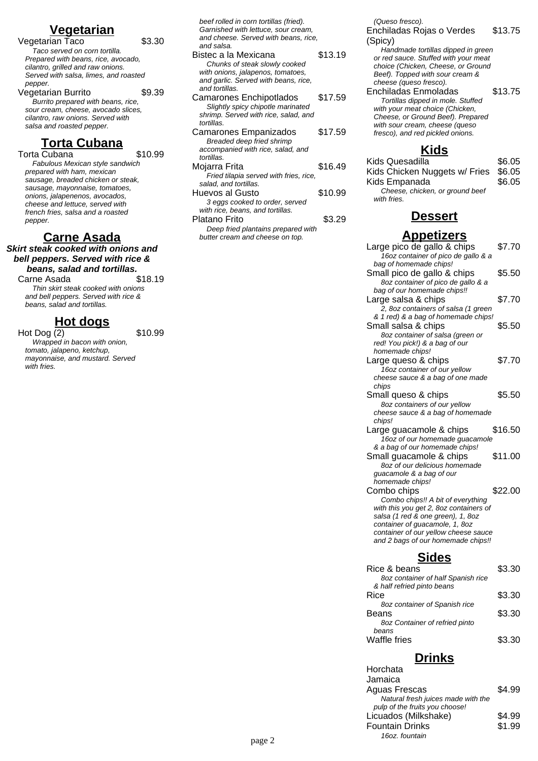## Vegetarian

Vegetarian Taco $3.30

*Taco served on corn tortilla. Prepared with beans, rice, avocado, cilantro, grilled and raw onions. Served with salsa, limes, and roasted pepper.*

Vegetarian Burrito $9.39

*Burrito prepared with beans, rice, sour cream, cheese, avocado slices, cilantro, raw onions. Served with salsa and roasted pepper.*

## Torta Cubana

Torta Cubana $10.99

*Fabulous Mexican style sandwich prepared with ham, mexican sausage, breaded chicken or steak, sausage, mayonnaise, tomatoes, onions, jalapenenos, avocados, cheese and lettuce, served with french fries, salsa and a roasted pepper.*

## Carne Asada

***Skirt steak cooked with onions and bell peppers. Served with rice & beans, salad and tortillas.***

Carne Asada $18.19

*Thin skirt steak cooked with onions and bell peppers. Served with rice & beans, salad and tortillas.*

## Hot dogs

Hot Dog (2) $10.99

*Wrapped in bacon with onion, tomato, jalapeno, ketchup, mayonnaise, and mustard. Served with fries.*

*beef rolled in corn tortillas (fried). Garnished with lettuce, sour cream, and cheese. Served with beans, rice, and salsa.*

Bistec a la Mexicana $13.19

*Chunks of steak slowly cooked with onions, jalapenos, tomatoes, and garlic. Served with beans, rice, and tortillas.*

Camarones Enchipotlados $17.59

*Slightly spicy chipotle marinated shrimp. Served with rice, salad, and tortillas.*

Camarones Empanizados $17.59

*Breaded deep fried shrimp accompanied with rice, salad, and tortillas.*

Mojarra Frita $16.49

*Fried tilapia served with fries, rice, salad, and tortillas.*

Huevos al Gusto $10.99

*3 eggs cooked to order, served with rice, beans, and tortillas.*

Platano Frito $3.29

*Deep fried plantains prepared with butter cream and cheese on top.*

*(Queso fresco).*

Enchiladas Rojas o Verdes (Spicy) $13.75

*Handmade tortillas dipped in green or red sauce. Stuffed with your meat choice (Chicken, Cheese, or Ground Beef). Topped with sour cream & cheese (queso fresco).*

Enchiladas Enmoladas $13.75

*Tortillas dipped in mole. Stuffed with your meat choice (Chicken, Cheese, or Ground Beef). Prepared with sour cream, cheese (queso fresco), and red pickled onions.*

## Kids

Kids Quesadilla $6.05

Kids Chicken Nuggets w/ Fries $6.05

Kids Empanada $6.05

*Cheese, chicken, or ground beef with fries.*

## Dessert

## Appetizers

Large pico de gallo & chips $7.70

*16oz container of pico de gallo & a bag of homemade chips!*

Small pico de gallo & chips $5.50

*8oz container of pico de gallo & a bag of our homemade chips!!*

Large salsa & chips $7.70

*2, 8oz containers of salsa (1 green & 1 red) & a bag of homemade chips!*

Small salsa & chips $5.50

*8oz container of salsa (green or red! You pick!) & a bag of our homemade chips!*

Large queso & chips $7.70

*16oz container of our yellow cheese sauce & a bag of one made chips*

Small queso & chips $5.50

*8oz containers of our yellow cheese sauce & a bag of homemade chips!*

Large guacamole & chips $16.50

*16oz of our homemade guacamole & a bag of our homemade chips!*

Small guacamole & chips $11.00

*8oz of our delicious homemade guacamole & a bag of our homemade chips!*

Combo chips $22.00

*Combo chips!! A bit of everything with this you get 2, 8oz containers of salsa (1 red & one green), 1, 8oz container of guacamole, 1, 8oz container of our yellow cheese sauce and 2 bags of our homemade chips!!*

## Sides

Rice & beans $3.30

*8oz container of half Spanish rice & half refried pinto beans*

Rice $3.30

*8oz container of Spanish rice*

Beans $3.30

*8oz Container of refried pinto beans*

Waffle fries $3.30

## Drinks

Horchata

Jamaica

Aguas Frescas $4.99

*Natural fresh juices made with the pulp of the fruits you choose!*

Licuados (Milkshake) $4.99

Fountain Drinks $1.99

*16oz. fountain*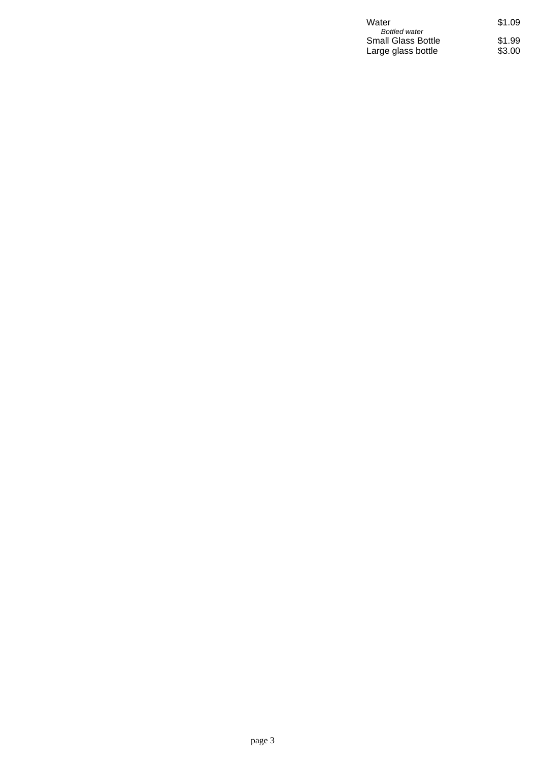| | |
|---|---|
| Water<br>*Bottled water* | $1.09 |
| Small Glass Bottle | $1.99 |
| Large glass bottle | $3.00 |